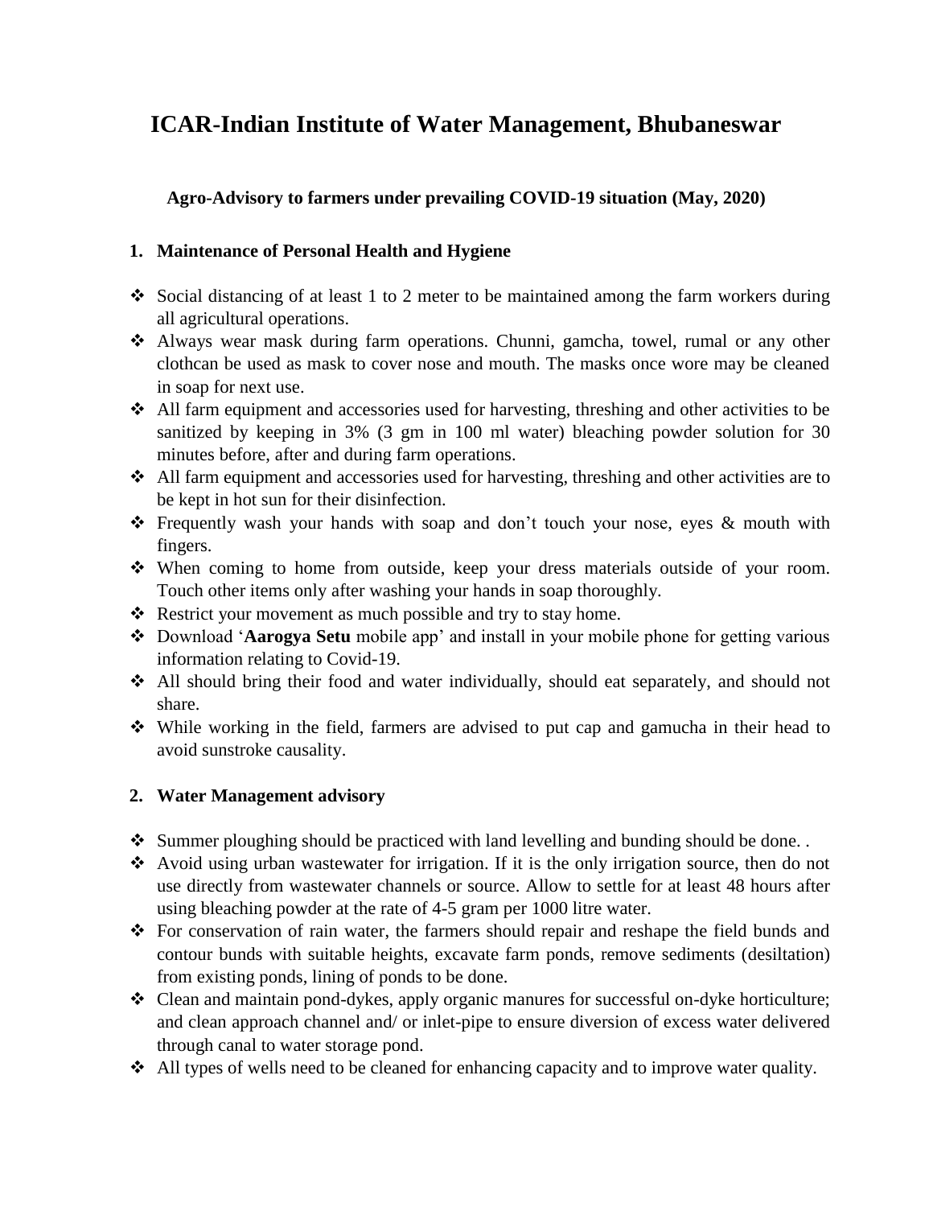# ICAR-Indian Institute of Water Management, Bhubaneswar

**Agro-Advisory to farmers under prevailing COVID-19 situation (May, 2020)**

## 1. Maintenance of Personal Health and Hygiene

- Social distancing of at least 1 to 2 meter to be maintained among the farm workers during all agricultural operations.
- Always wear mask during farm operations. Chunni, gamcha, towel, rumal or any other clothcan be used as mask to cover nose and mouth. The masks once wore may be cleaned in soap for next use.
- All farm equipment and accessories used for harvesting, threshing and other activities to be sanitized by keeping in 3% (3 gm in 100 ml water) bleaching powder solution for 30 minutes before, after and during farm operations.
- All farm equipment and accessories used for harvesting, threshing and other activities are to be kept in hot sun for their disinfection.
- Frequently wash your hands with soap and don't touch your nose, eyes & mouth with fingers.
- When coming to home from outside, keep your dress materials outside of your room. Touch other items only after washing your hands in soap thoroughly.
- Restrict your movement as much possible and try to stay home.
- Download '**Aarogya Setu** mobile app' and install in your mobile phone for getting various information relating to Covid-19.
- All should bring their food and water individually, should eat separately, and should not share.
- While working in the field, farmers are advised to put cap and gamucha in their head to avoid sunstroke causality.

## 2. Water Management advisory

- Summer ploughing should be practiced with land levelling and bunding should be done. .
- Avoid using urban wastewater for irrigation. If it is the only irrigation source, then do not use directly from wastewater channels or source. Allow to settle for at least 48 hours after using bleaching powder at the rate of 4-5 gram per 1000 litre water.
- For conservation of rain water, the farmers should repair and reshape the field bunds and contour bunds with suitable heights, excavate farm ponds, remove sediments (desiltation) from existing ponds, lining of ponds to be done.
- Clean and maintain pond-dykes, apply organic manures for successful on-dyke horticulture; and clean approach channel and/ or inlet-pipe to ensure diversion of excess water delivered through canal to water storage pond.
- All types of wells need to be cleaned for enhancing capacity and to improve water quality.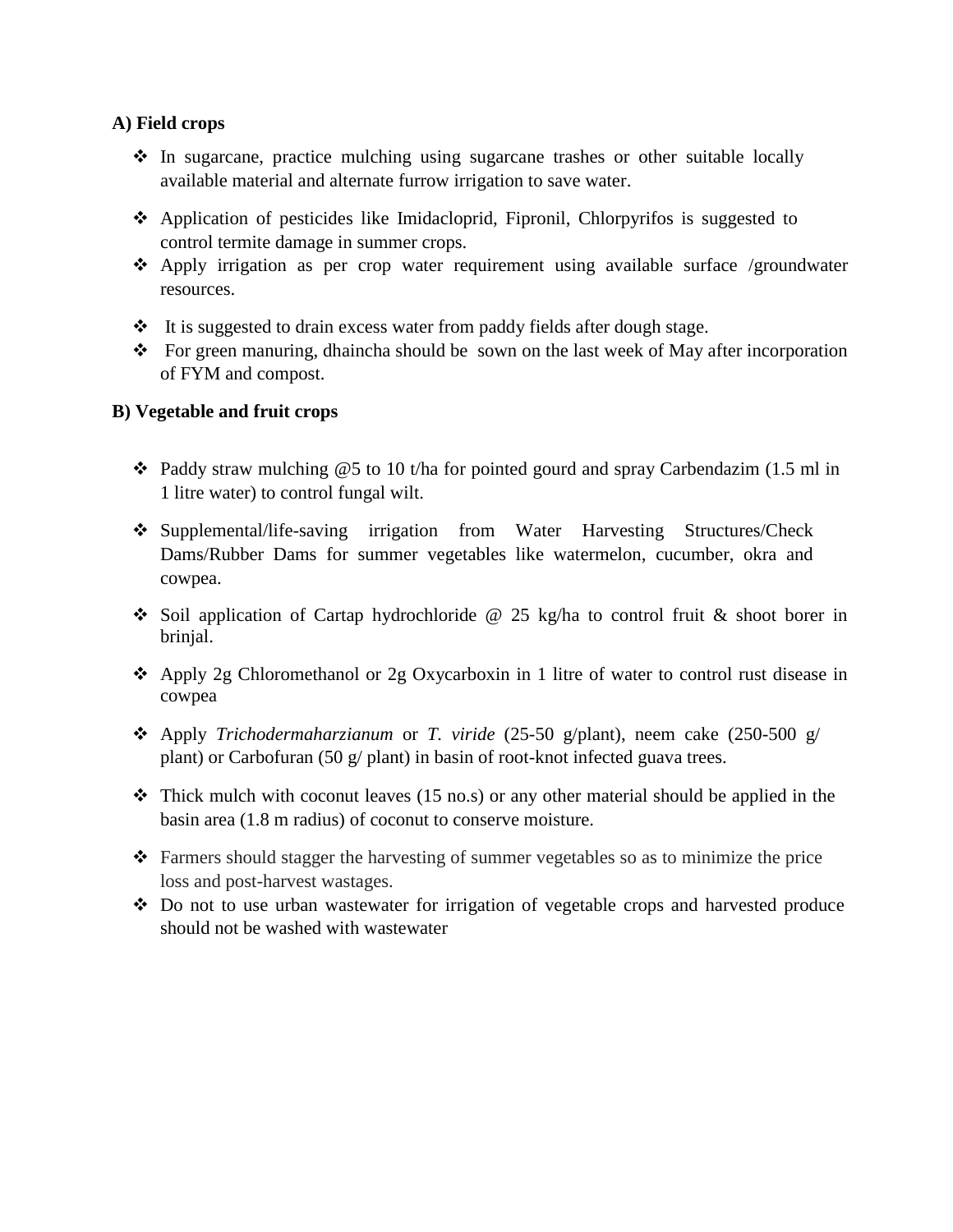**A) Field crops**

- In sugarcane, practice mulching using sugarcane trashes or other suitable locally available material and alternate furrow irrigation to save water.
- Application of pesticides like Imidacloprid, Fipronil, Chlorpyrifos is suggested to control termite damage in summer crops.
- Apply irrigation as per crop water requirement using available surface /groundwater resources.
- It is suggested to drain excess water from paddy fields after dough stage.
- For green manuring, dhaincha should be sown on the last week of May after incorporation of FYM and compost.

**B) Vegetable and fruit crops**

- Paddy straw mulching @5 to 10 t/ha for pointed gourd and spray Carbendazim (1.5 ml in 1 litre water) to control fungal wilt.
- Supplemental/life-saving irrigation from Water Harvesting Structures/Check Dams/Rubber Dams for summer vegetables like watermelon, cucumber, okra and cowpea.
- Soil application of Cartap hydrochloride @ 25 kg/ha to control fruit & shoot borer in brinjal.
- Apply 2g Chloromethanol or 2g Oxycarboxin in 1 litre of water to control rust disease in cowpea
- Apply *Trichodermaharzianum* or *T. viride* (25-50 g/plant), neem cake (250-500 g/ plant) or Carbofuran (50 g/ plant) in basin of root-knot infected guava trees.
- Thick mulch with coconut leaves (15 no.s) or any other material should be applied in the basin area (1.8 m radius) of coconut to conserve moisture.
- Farmers should stagger the harvesting of summer vegetables so as to minimize the price loss and post-harvest wastages.
- Do not to use urban wastewater for irrigation of vegetable crops and harvested produce should not be washed with wastewater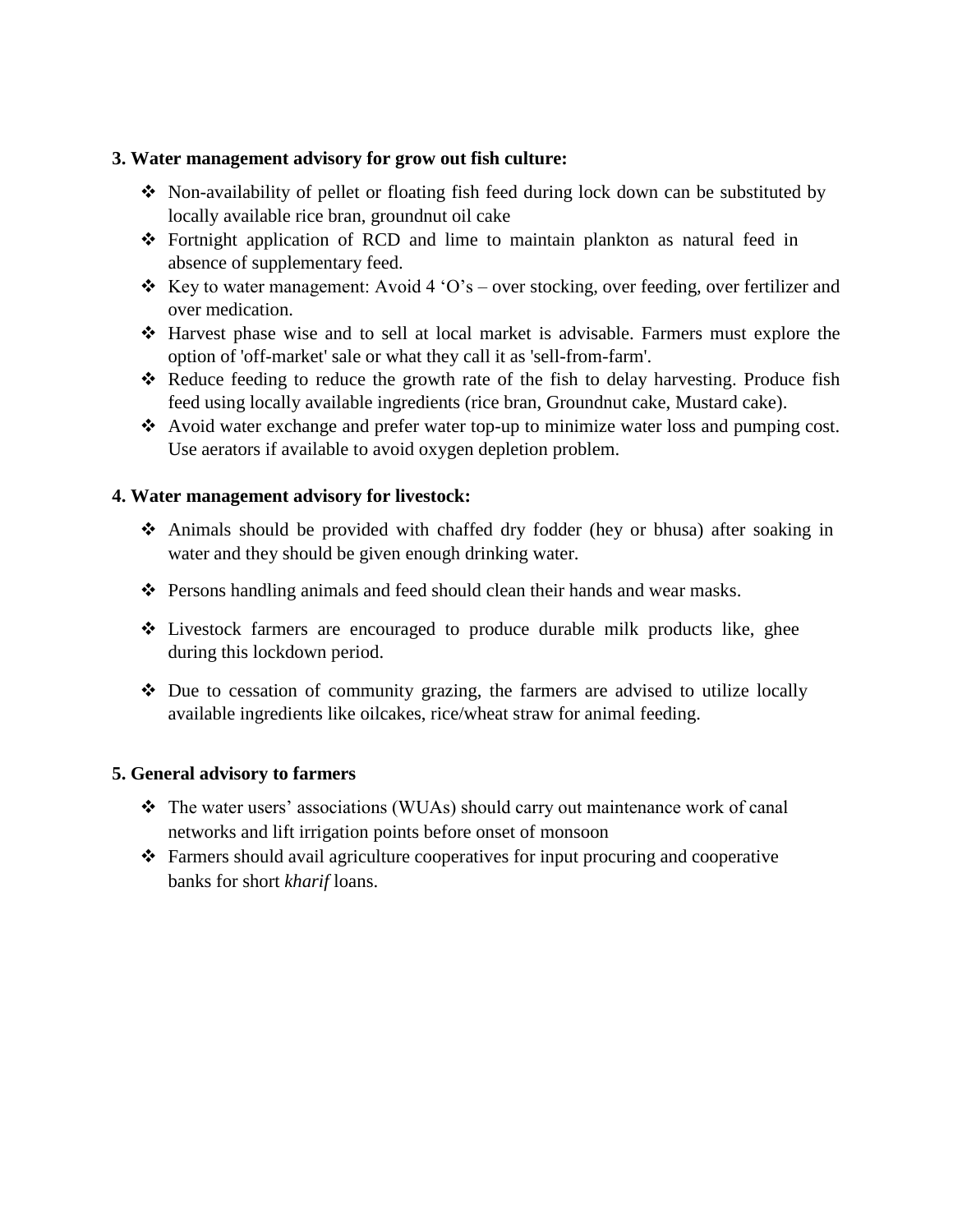**3. Water management advisory for grow out fish culture:**

- Non-availability of pellet or floating fish feed during lock down can be substituted by locally available rice bran, groundnut oil cake
- Fortnight application of RCD and lime to maintain plankton as natural feed in absence of supplementary feed.
- Key to water management: Avoid 4 'O's – over stocking, over feeding, over fertilizer and over medication.
- Harvest phase wise and to sell at local market is advisable. Farmers must explore the option of 'off-market' sale or what they call it as 'sell-from-farm'.
- Reduce feeding to reduce the growth rate of the fish to delay harvesting. Produce fish feed using locally available ingredients (rice bran, Groundnut cake, Mustard cake).
- Avoid water exchange and prefer water top-up to minimize water loss and pumping cost. Use aerators if available to avoid oxygen depletion problem.

**4. Water management advisory for livestock:**

- Animals should be provided with chaffed dry fodder (hey or bhusa) after soaking in water and they should be given enough drinking water.
- Persons handling animals and feed should clean their hands and wear masks.
- Livestock farmers are encouraged to produce durable milk products like, ghee during this lockdown period.
- Due to cessation of community grazing, the farmers are advised to utilize locally available ingredients like oilcakes, rice/wheat straw for animal feeding.

**5. General advisory to farmers**

- The water users' associations (WUAs) should carry out maintenance work of canal networks and lift irrigation points before onset of monsoon
- Farmers should avail agriculture cooperatives for input procuring and cooperative banks for short *kharif* loans.